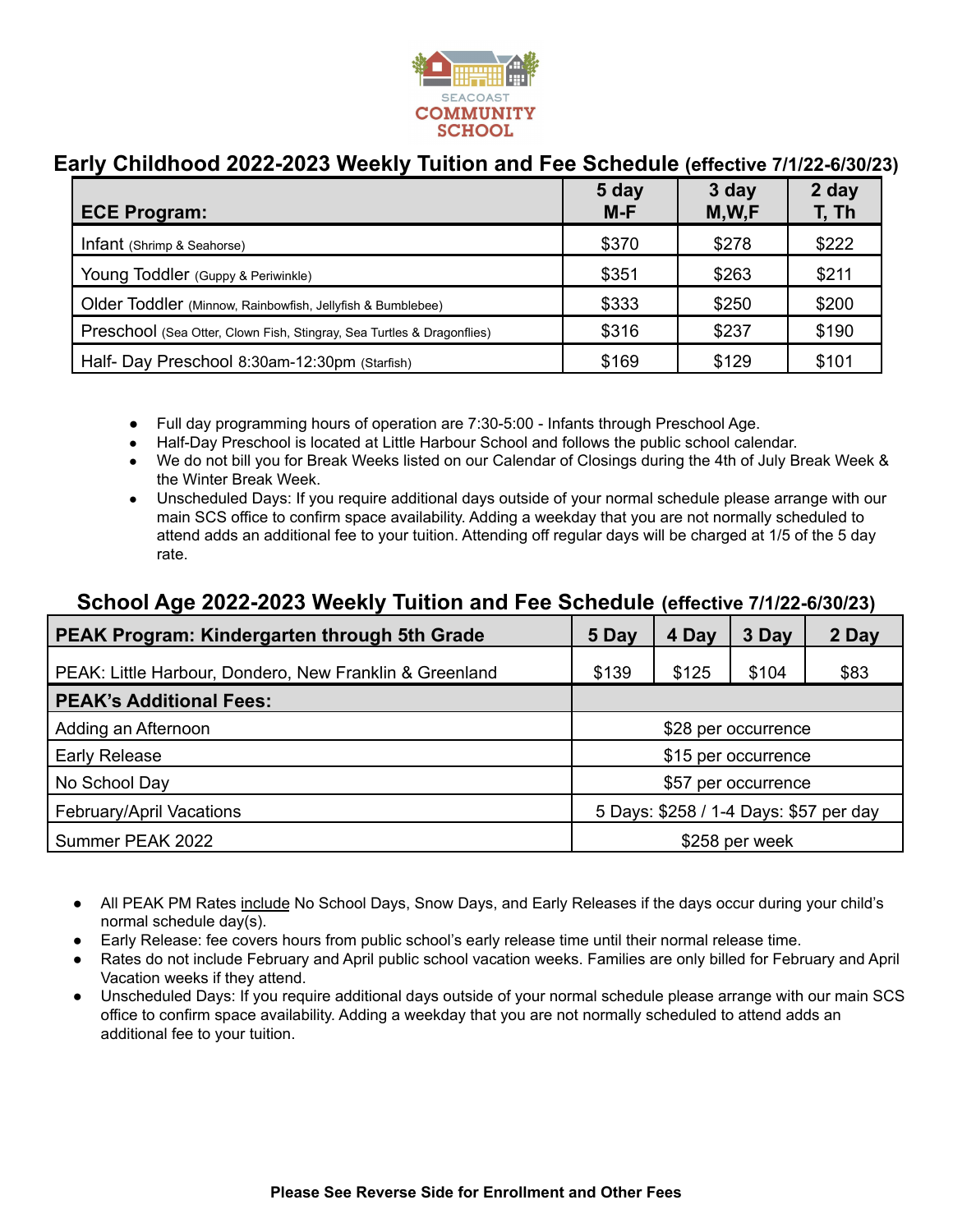SEACOAST COMMUNITY SCHOOL

## Early Childhood 2022-2023 Weekly Tuition and Fee Schedule (effective 7/1/22-6/30/23)

| ECE Program: | 5 day M-F | 3 day M,W,F | 2 day T, Th |
|---|---|---|---|
| Infant (Shrimp & Seahorse) | $370 | $278 | $222 |
| Young Toddler (Guppy & Periwinkle) | $351 | $263 | $211 |
| Older Toddler (Minnow, Rainbowfish, Jellyfish & Bumblebee) | $333 | $250 | $200 |
| Preschool (Sea Otter, Clown Fish, Stingray, Sea Turtles & Dragonflies) | $316 | $237 | $190 |
| Half- Day Preschool 8:30am-12:30pm (Starfish) | $169 | $129 | $101 |

- Full day programming hours of operation are 7:30-5:00 - Infants through Preschool Age.
- Half-Day Preschool is located at Little Harbour School and follows the public school calendar.
- We do not bill you for Break Weeks listed on our Calendar of Closings during the 4th of July Break Week & the Winter Break Week.
- Unscheduled Days: If you require additional days outside of your normal schedule please arrange with our main SCS office to confirm space availability. Adding a weekday that you are not normally scheduled to attend adds an additional fee to your tuition. Attending off regular days will be charged at 1/5 of the 5 day rate.

## School Age 2022-2023 Weekly Tuition and Fee Schedule (effective 7/1/22-6/30/23)

| PEAK Program: Kindergarten through 5th Grade | 5 Day | 4 Day | 3 Day | 2 Day |
|---|---|---|---|---|
| PEAK: Little Harbour, Dondero, New Franklin & Greenland | $139 | $125 | $104 | $83 |
| **PEAK's Additional Fees:** | | | | |
| Adding an Afternoon | $28 per occurrence | | | |
| Early Release | $15 per occurrence | | | |
| No School Day | $57 per occurrence | | | |
| February/April Vacations | 5 Days: $258 / 1-4 Days: $57 per day | | | |
| Summer PEAK 2022 | $258 per week | | | |

- All PEAK PM Rates include No School Days, Snow Days, and Early Releases if the days occur during your child's normal schedule day(s).
- Early Release: fee covers hours from public school's early release time until their normal release time.
- Rates do not include February and April public school vacation weeks. Families are only billed for February and April Vacation weeks if they attend.
- Unscheduled Days: If you require additional days outside of your normal schedule please arrange with our main SCS office to confirm space availability. Adding a weekday that you are not normally scheduled to attend adds an additional fee to your tuition.

**Please See Reverse Side for Enrollment and Other Fees**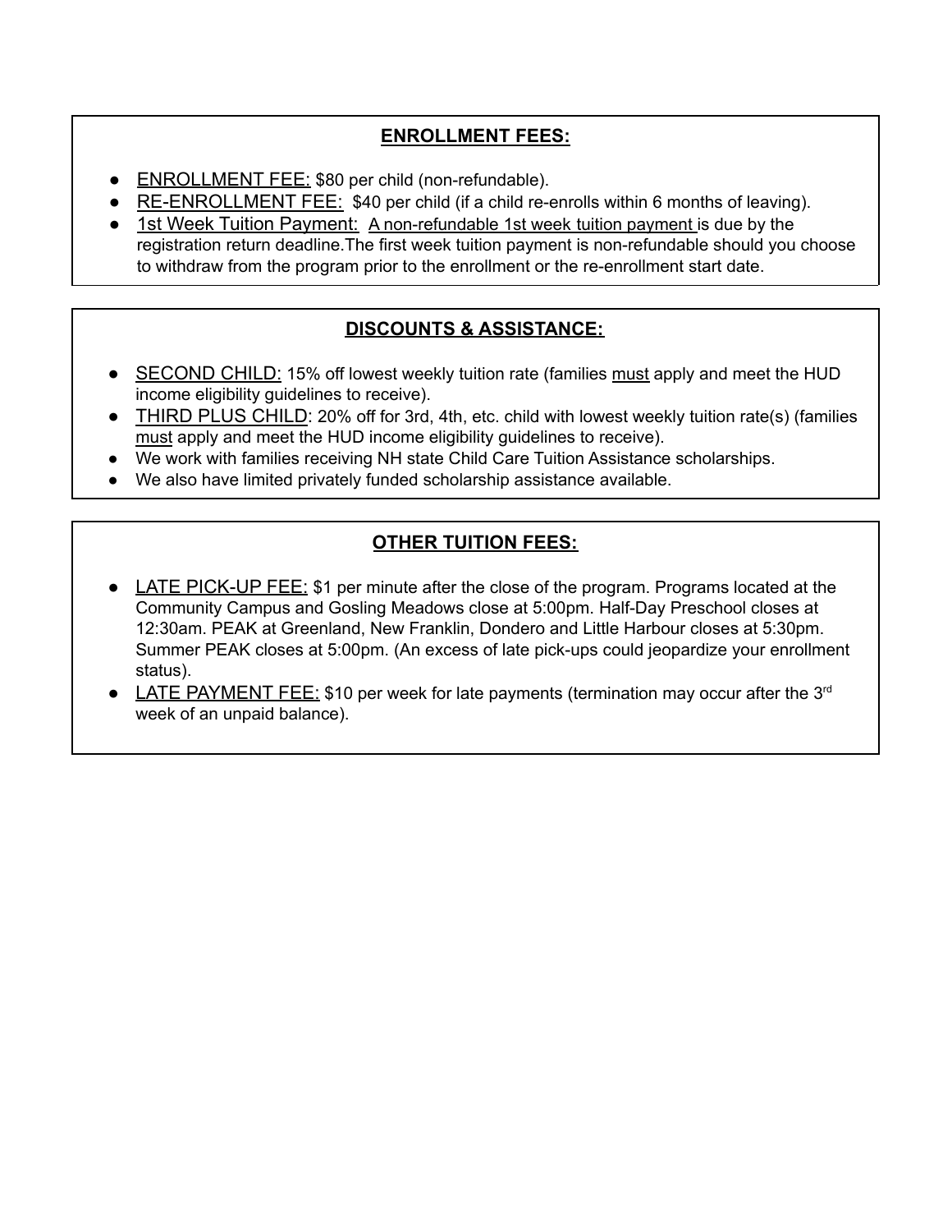## ENROLLMENT FEES:

- ENROLLMENT FEE: $80 per child (non-refundable).
- RE-ENROLLMENT FEE: $40 per child (if a child re-enrolls within 6 months of leaving).
- 1st Week Tuition Payment: A non-refundable 1st week tuition payment is due by the registration return deadline.The first week tuition payment is non-refundable should you choose to withdraw from the program prior to the enrollment or the re-enrollment start date.

## DISCOUNTS & ASSISTANCE:

- SECOND CHILD: 15% off lowest weekly tuition rate (families must apply and meet the HUD income eligibility guidelines to receive).
- THIRD PLUS CHILD: 20% off for 3rd, 4th, etc. child with lowest weekly tuition rate(s) (families must apply and meet the HUD income eligibility guidelines to receive).
- We work with families receiving NH state Child Care Tuition Assistance scholarships.
- We also have limited privately funded scholarship assistance available.

## OTHER TUITION FEES:

- LATE PICK-UP FEE: $1 per minute after the close of the program. Programs located at the Community Campus and Gosling Meadows close at 5:00pm. Half-Day Preschool closes at 12:30am. PEAK at Greenland, New Franklin, Dondero and Little Harbour closes at 5:30pm. Summer PEAK closes at 5:00pm. (An excess of late pick-ups could jeopardize your enrollment status).
- LATE PAYMENT FEE: $10 per week for late payments (termination may occur after the 3rd week of an unpaid balance).